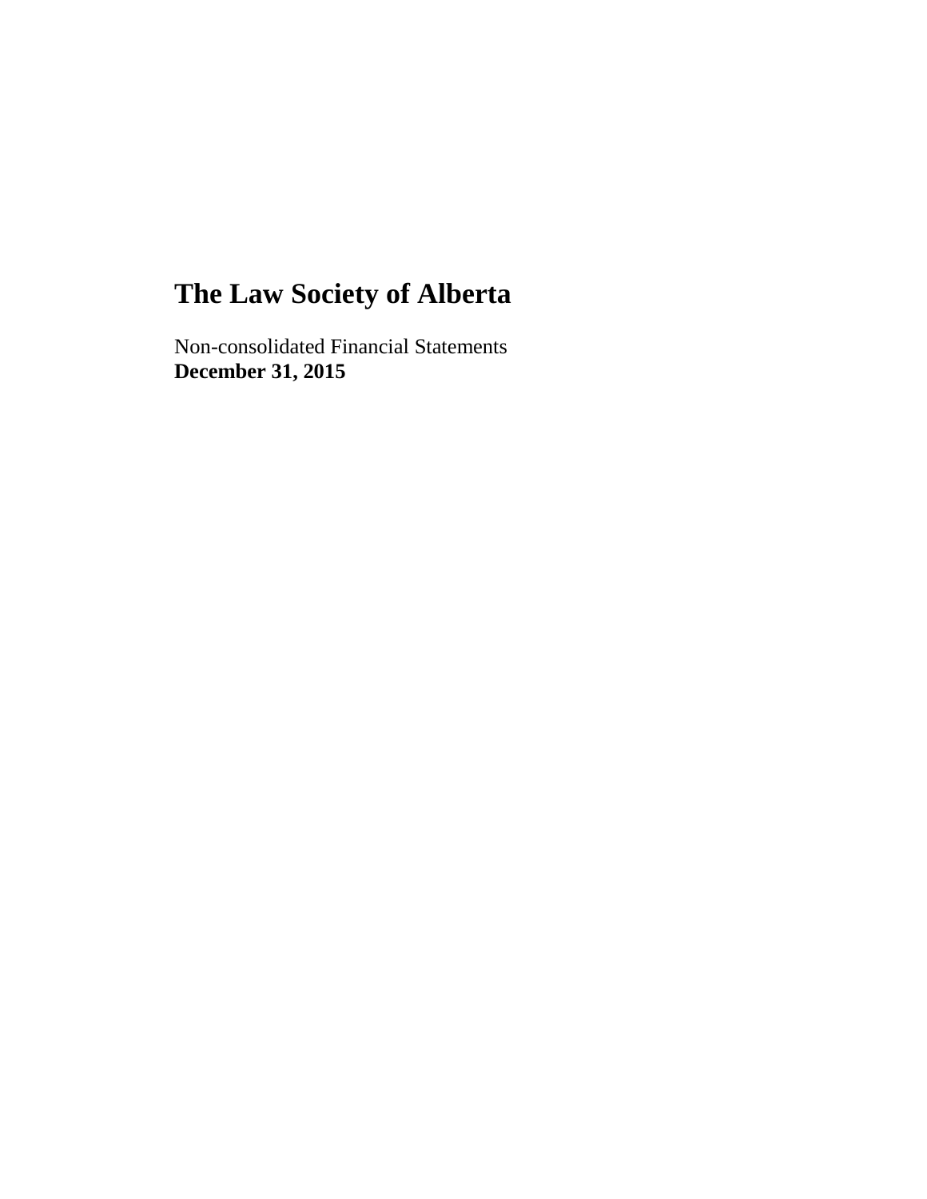# The Law Society of Alberta

Non-consolidated Financial Statements

**December 31, 2015**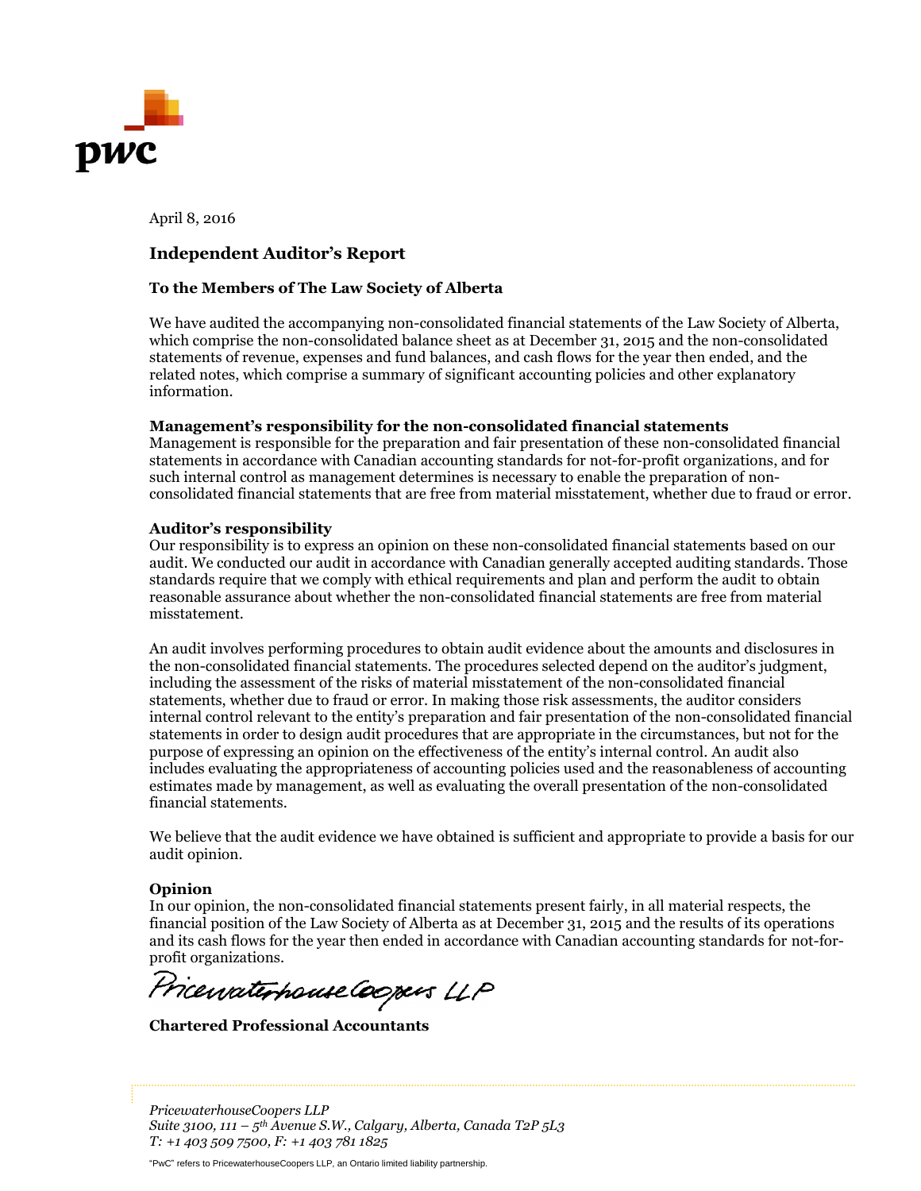April 8, 2016

## Independent Auditor's Report

### To the Members of The Law Society of Alberta

We have audited the accompanying non-consolidated financial statements of the Law Society of Alberta, which comprise the non-consolidated balance sheet as at December 31, 2015 and the non-consolidated statements of revenue, expenses and fund balances, and cash flows for the year then ended, and the related notes, which comprise a summary of significant accounting policies and other explanatory information.

**Management's responsibility for the non-consolidated financial statements**

Management is responsible for the preparation and fair presentation of these non-consolidated financial statements in accordance with Canadian accounting standards for not-for-profit organizations, and for such internal control as management determines is necessary to enable the preparation of non-consolidated financial statements that are free from material misstatement, whether due to fraud or error.

**Auditor's responsibility**

Our responsibility is to express an opinion on these non-consolidated financial statements based on our audit. We conducted our audit in accordance with Canadian generally accepted auditing standards. Those standards require that we comply with ethical requirements and plan and perform the audit to obtain reasonable assurance about whether the non-consolidated financial statements are free from material misstatement.

An audit involves performing procedures to obtain audit evidence about the amounts and disclosures in the non-consolidated financial statements. The procedures selected depend on the auditor's judgment, including the assessment of the risks of material misstatement of the non-consolidated financial statements, whether due to fraud or error. In making those risk assessments, the auditor considers internal control relevant to the entity's preparation and fair presentation of the non-consolidated financial statements in order to design audit procedures that are appropriate in the circumstances, but not for the purpose of expressing an opinion on the effectiveness of the entity's internal control. An audit also includes evaluating the appropriateness of accounting policies used and the reasonableness of accounting estimates made by management, as well as evaluating the overall presentation of the non-consolidated financial statements.

We believe that the audit evidence we have obtained is sufficient and appropriate to provide a basis for our audit opinion.

**Opinion**

In our opinion, the non-consolidated financial statements present fairly, in all material respects, the financial position of the Law Society of Alberta as at December 31, 2015 and the results of its operations and its cash flows for the year then ended in accordance with Canadian accounting standards for not-for-profit organizations.

PricewaterhouseCoopers LLP

**Chartered Professional Accountants**

*PricewaterhouseCoopers LLP*
*Suite 3100, 111 – 5th Avenue S.W., Calgary, Alberta, Canada T2P 5L3*
*T: +1 403 509 7500, F: +1 403 781 1825*

"PwC" refers to PricewaterhouseCoopers LLP, an Ontario limited liability partnership.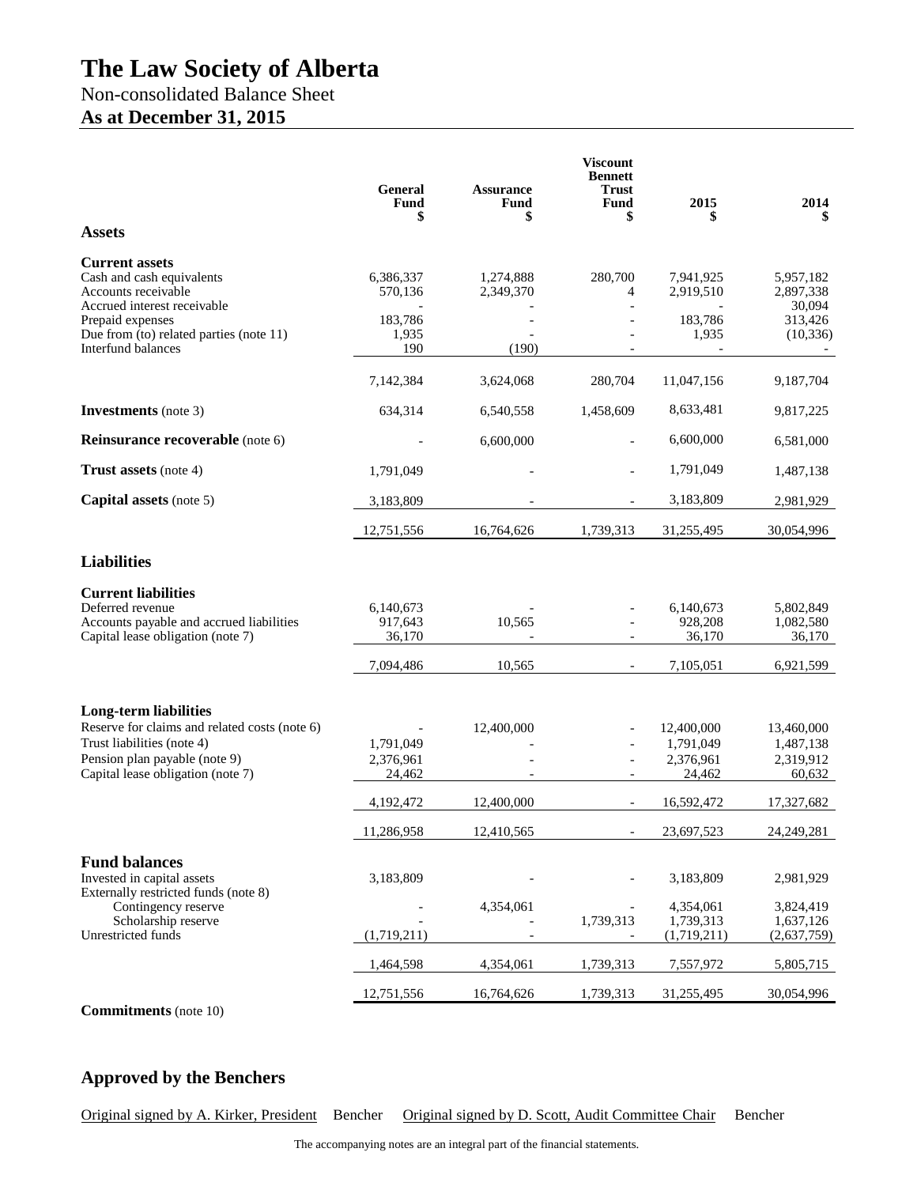# The Law Society of Alberta

Non-consolidated Balance Sheet

**As at December 31, 2015**

| | General Fund $ | Assurance Fund $ | Viscount Bennett Trust Fund $ | 2015 $ | 2014 $ |
|---|---|---|---|---|---|
| **Assets** | | | | | |
| **Current assets** | | | | | |
| Cash and cash equivalents | 6,386,337 | 1,274,888 | 280,700 | 7,941,925 | 5,957,182 |
| Accounts receivable | 570,136 | 2,349,370 | 4 | 2,919,510 | 2,897,338 |
| Accrued interest receivable | - | - | - | - | 30,094 |
| Prepaid expenses | 183,786 | - | - | 183,786 | 313,426 |
| Due from (to) related parties (note 11) | 1,935 | - | - | 1,935 | (10,336) |
| Interfund balances | 190 | (190) | - | - | - |
| | 7,142,384 | 3,624,068 | 280,704 | 11,047,156 | 9,187,704 |
| **Investments** (note 3) | 634,314 | 6,540,558 | 1,458,609 | 8,633,481 | 9,817,225 |
| **Reinsurance recoverable** (note 6) | - | 6,600,000 | - | 6,600,000 | 6,581,000 |
| **Trust assets** (note 4) | 1,791,049 | - | - | 1,791,049 | 1,487,138 |
| **Capital assets** (note 5) | 3,183,809 | - | - | 3,183,809 | 2,981,929 |
| | 12,751,556 | 16,764,626 | 1,739,313 | 31,255,495 | 30,054,996 |
| **Liabilities** | | | | | |
| **Current liabilities** | | | | | |
| Deferred revenue | 6,140,673 | - | - | 6,140,673 | 5,802,849 |
| Accounts payable and accrued liabilities | 917,643 | 10,565 | - | 928,208 | 1,082,580 |
| Capital lease obligation (note 7) | 36,170 | - | - | 36,170 | 36,170 |
| | 7,094,486 | 10,565 | - | 7,105,051 | 6,921,599 |
| **Long-term liabilities** | | | | | |
| Reserve for claims and related costs (note 6) | - | 12,400,000 | - | 12,400,000 | 13,460,000 |
| Trust liabilities (note 4) | 1,791,049 | - | - | 1,791,049 | 1,487,138 |
| Pension plan payable (note 9) | 2,376,961 | - | - | 2,376,961 | 2,319,912 |
| Capital lease obligation (note 7) | 24,462 | - | - | 24,462 | 60,632 |
| | 4,192,472 | 12,400,000 | - | 16,592,472 | 17,327,682 |
| | 11,286,958 | 12,410,565 | - | 23,697,523 | 24,249,281 |
| **Fund balances** | | | | | |
| Invested in capital assets | 3,183,809 | - | - | 3,183,809 | 2,981,929 |
| Externally restricted funds (note 8) | | | | | |
| Contingency reserve | - | 4,354,061 | - | 4,354,061 | 3,824,419 |
| Scholarship reserve | - | - | 1,739,313 | 1,739,313 | 1,637,126 |
| Unrestricted funds | (1,719,211) | - | - | (1,719,211) | (2,637,759) |
| | 1,464,598 | 4,354,061 | 1,739,313 | 7,557,972 | 5,805,715 |
| | 12,751,556 | 16,764,626 | 1,739,313 | 31,255,495 | 30,054,996 |

**Commitments** (note 10)

## Approved by the Benchers

Original signed by A. Kirker, President Bencher Original signed by D. Scott, Audit Committee Chair Bencher

The accompanying notes are an integral part of the financial statements.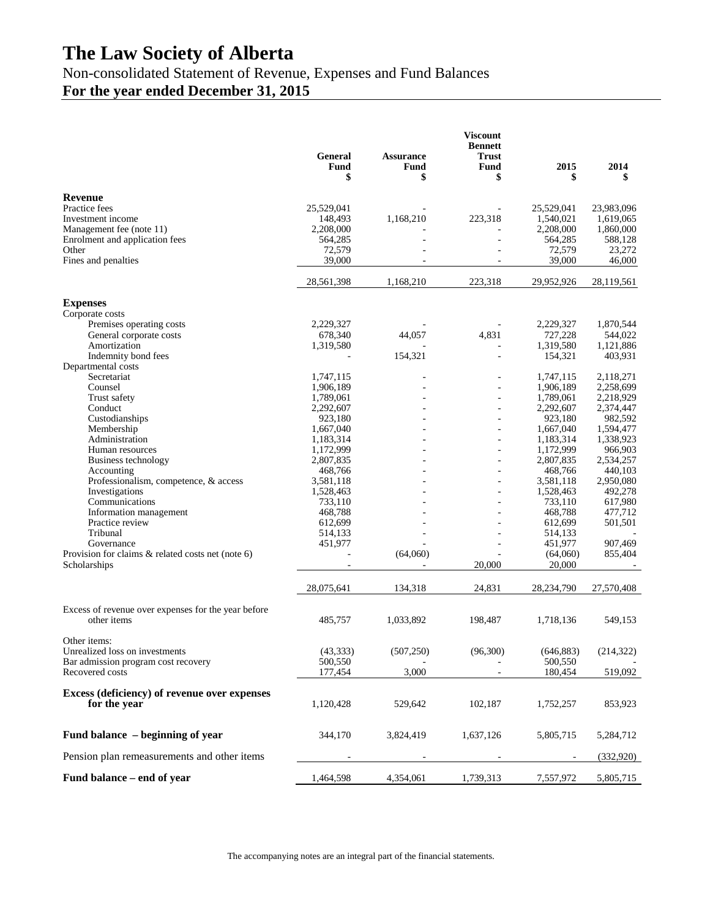# The Law Society of Alberta

## Non-consolidated Statement of Revenue, Expenses and Fund Balances

## For the year ended December 31, 2015

| | General Fund $ | Assurance Fund $ | Viscount Bennett Trust Fund $ | 2015 $ | 2014 $ |
|---|---|---|---|---|---|
| **Revenue** | | | | | |
| Practice fees | 25,529,041 | - | - | 25,529,041 | 23,983,096 |
| Investment income | 148,493 | 1,168,210 | 223,318 | 1,540,021 | 1,619,065 |
| Management fee (note 11) | 2,208,000 | - | - | 2,208,000 | 1,860,000 |
| Enrolment and application fees | 564,285 | - | - | 564,285 | 588,128 |
| Other | 72,579 | - | - | 72,579 | 23,272 |
| Fines and penalties | 39,000 | - | - | 39,000 | 46,000 |
| | 28,561,398 | 1,168,210 | 223,318 | 29,952,926 | 28,119,561 |
| **Expenses** | | | | | |
| Corporate costs | | | | | |
| Premises operating costs | 2,229,327 | - | - | 2,229,327 | 1,870,544 |
| General corporate costs | 678,340 | 44,057 | 4,831 | 727,228 | 544,022 |
| Amortization | 1,319,580 | - | - | 1,319,580 | 1,121,886 |
| Indemnity bond fees | - | 154,321 | - | 154,321 | 403,931 |
| Departmental costs | | | | | |
| Secretariat | 1,747,115 | - | - | 1,747,115 | 2,118,271 |
| Counsel | 1,906,189 | - | - | 1,906,189 | 2,258,699 |
| Trust safety | 1,789,061 | - | - | 1,789,061 | 2,218,929 |
| Conduct | 2,292,607 | - | - | 2,292,607 | 2,374,447 |
| Custodianships | 923,180 | - | - | 923,180 | 982,592 |
| Membership | 1,667,040 | - | - | 1,667,040 | 1,594,477 |
| Administration | 1,183,314 | - | - | 1,183,314 | 1,338,923 |
| Human resources | 1,172,999 | - | - | 1,172,999 | 966,903 |
| Business technology | 2,807,835 | - | - | 2,807,835 | 2,534,257 |
| Accounting | 468,766 | - | - | 468,766 | 440,103 |
| Professionalism, competence, & access | 3,581,118 | - | - | 3,581,118 | 2,950,080 |
| Investigations | 1,528,463 | - | - | 1,528,463 | 492,278 |
| Communications | 733,110 | - | - | 733,110 | 617,980 |
| Information management | 468,788 | - | - | 468,788 | 477,712 |
| Practice review | 612,699 | - | - | 612,699 | 501,501 |
| Tribunal | 514,133 | - | - | 514,133 | - |
| Governance | 451,977 | - | - | 451,977 | 907,469 |
| Provision for claims & related costs net (note 6) | - | (64,060) | - | (64,060) | 855,404 |
| Scholarships | - | - | 20,000 | 20,000 | - |
| | 28,075,641 | 134,318 | 24,831 | 28,234,790 | 27,570,408 |
| Excess of revenue over expenses for the year before other items | 485,757 | 1,033,892 | 198,487 | 1,718,136 | 549,153 |
| Other items: | | | | | |
| Unrealized loss on investments | (43,333) | (507,250) | (96,300) | (646,883) | (214,322) |
| Bar admission program cost recovery | 500,550 | - | - | 500,550 | - |
| Recovered costs | 177,454 | 3,000 | - | 180,454 | 519,092 |
| **Excess (deficiency) of revenue over expenses for the year** | 1,120,428 | 529,642 | 102,187 | 1,752,257 | 853,923 |
| **Fund balance – beginning of year** | 344,170 | 3,824,419 | 1,637,126 | 5,805,715 | 5,284,712 |
| Pension plan remeasurements and other items | - | - | - | - | (332,920) |
| **Fund balance – end of year** | 1,464,598 | 4,354,061 | 1,739,313 | 7,557,972 | 5,805,715 |

The accompanying notes are an integral part of the financial statements.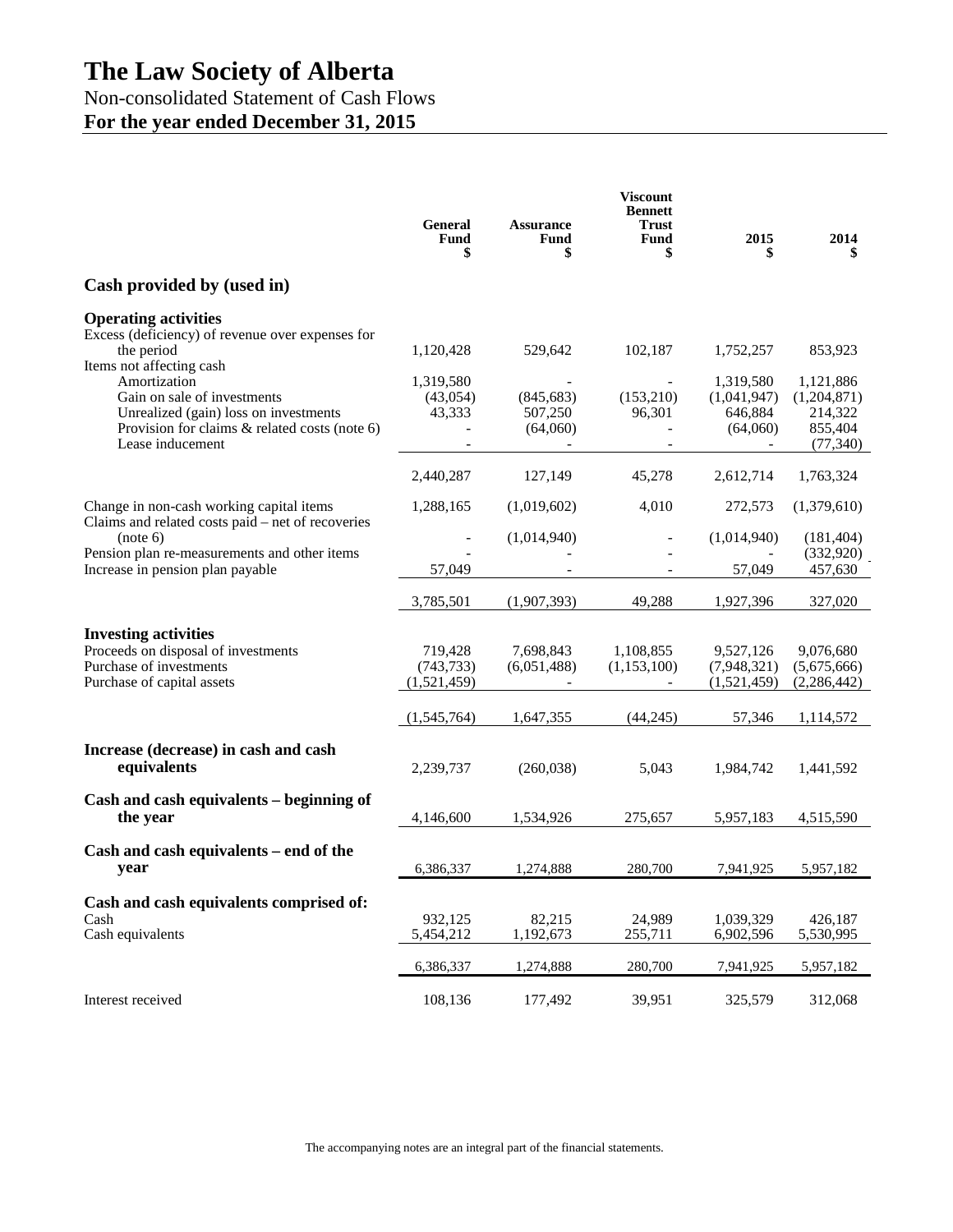# The Law Society of Alberta

Non-consolidated Statement of Cash Flows

**For the year ended December 31, 2015**

| | General Fund $ | Assurance Fund $ | Viscount Bennett Trust Fund $ | 2015 $ | 2014 $ |
|---|---|---|---|---|---|
| **Cash provided by (used in)** | | | | | |
| **Operating activities** | | | | | |
| Excess (deficiency) of revenue over expenses for the period | 1,120,428 | 529,642 | 102,187 | 1,752,257 | 853,923 |
| Items not affecting cash | | | | | |
| Amortization | 1,319,580 | - | - | 1,319,580 | 1,121,886 |
| Gain on sale of investments | (43,054) | (845,683) | (153,210) | (1,041,947) | (1,204,871) |
| Unrealized (gain) loss on investments | 43,333 | 507,250 | 96,301 | 646,884 | 214,322 |
| Provision for claims & related costs (note 6) | - | (64,060) | - | (64,060) | 855,404 |
| Lease inducement | - | - | - | - | (77,340) |
| | 2,440,287 | 127,149 | 45,278 | 2,612,714 | 1,763,324 |
| Change in non-cash working capital items | 1,288,165 | (1,019,602) | 4,010 | 272,573 | (1,379,610) |
| Claims and related costs paid – net of recoveries (note 6) | - | (1,014,940) | - | (1,014,940) | (181,404) |
| Pension plan re-measurements and other items | - | - | - | - | (332,920) |
| Increase in pension plan payable | 57,049 | - | - | 57,049 | 457,630 |
| | 3,785,501 | (1,907,393) | 49,288 | 1,927,396 | 327,020 |
| **Investing activities** | | | | | |
| Proceeds on disposal of investments | 719,428 | 7,698,843 | 1,108,855 | 9,527,126 | 9,076,680 |
| Purchase of investments | (743,733) | (6,051,488) | (1,153,100) | (7,948,321) | (5,675,666) |
| Purchase of capital assets | (1,521,459) | - | - | (1,521,459) | (2,286,442) |
| | (1,545,764) | 1,647,355 | (44,245) | 57,346 | 1,114,572 |
| **Increase (decrease) in cash and cash equivalents** | 2,239,737 | (260,038) | 5,043 | 1,984,742 | 1,441,592 |
| **Cash and cash equivalents – beginning of the year** | 4,146,600 | 1,534,926 | 275,657 | 5,957,183 | 4,515,590 |
| **Cash and cash equivalents – end of the year** | 6,386,337 | 1,274,888 | 280,700 | 7,941,925 | 5,957,182 |
| **Cash and cash equivalents comprised of:** | | | | | |
| Cash | 932,125 | 82,215 | 24,989 | 1,039,329 | 426,187 |
| Cash equivalents | 5,454,212 | 1,192,673 | 255,711 | 6,902,596 | 5,530,995 |
| | 6,386,337 | 1,274,888 | 280,700 | 7,941,925 | 5,957,182 |
| Interest received | 108,136 | 177,492 | 39,951 | 325,579 | 312,068 |

The accompanying notes are an integral part of the financial statements.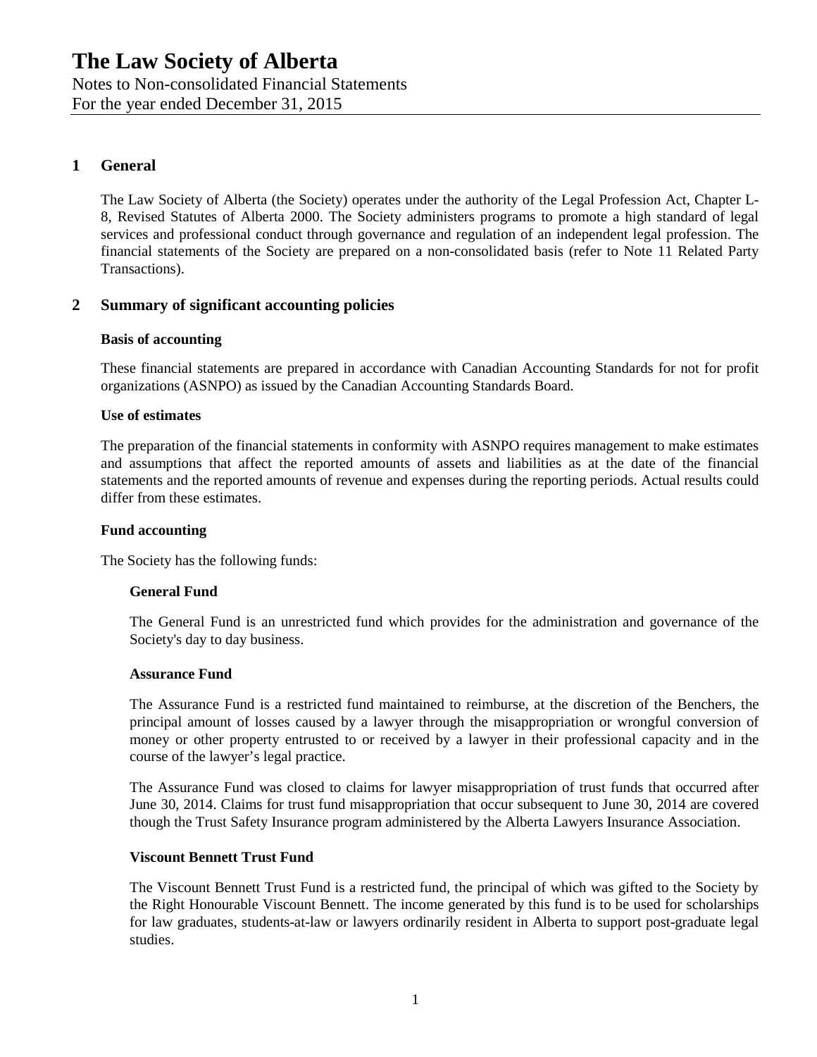# The Law Society of Alberta

Notes to Non-consolidated Financial Statements
For the year ended December 31, 2015

## 1 General

The Law Society of Alberta (the Society) operates under the authority of the Legal Profession Act, Chapter L-8, Revised Statutes of Alberta 2000. The Society administers programs to promote a high standard of legal services and professional conduct through governance and regulation of an independent legal profession. The financial statements of the Society are prepared on a non-consolidated basis (refer to Note 11 Related Party Transactions).

## 2 Summary of significant accounting policies

### Basis of accounting

These financial statements are prepared in accordance with Canadian Accounting Standards for not for profit organizations (ASNPO) as issued by the Canadian Accounting Standards Board.

### Use of estimates

The preparation of the financial statements in conformity with ASNPO requires management to make estimates and assumptions that affect the reported amounts of assets and liabilities as at the date of the financial statements and the reported amounts of revenue and expenses during the reporting periods. Actual results could differ from these estimates.

### Fund accounting

The Society has the following funds:

#### General Fund

The General Fund is an unrestricted fund which provides for the administration and governance of the Society's day to day business.

#### Assurance Fund

The Assurance Fund is a restricted fund maintained to reimburse, at the discretion of the Benchers, the principal amount of losses caused by a lawyer through the misappropriation or wrongful conversion of money or other property entrusted to or received by a lawyer in their professional capacity and in the course of the lawyer's legal practice.

The Assurance Fund was closed to claims for lawyer misappropriation of trust funds that occurred after June 30, 2014. Claims for trust fund misappropriation that occur subsequent to June 30, 2014 are covered though the Trust Safety Insurance program administered by the Alberta Lawyers Insurance Association.

#### Viscount Bennett Trust Fund

The Viscount Bennett Trust Fund is a restricted fund, the principal of which was gifted to the Society by the Right Honourable Viscount Bennett. The income generated by this fund is to be used for scholarships for law graduates, students-at-law or lawyers ordinarily resident in Alberta to support post-graduate legal studies.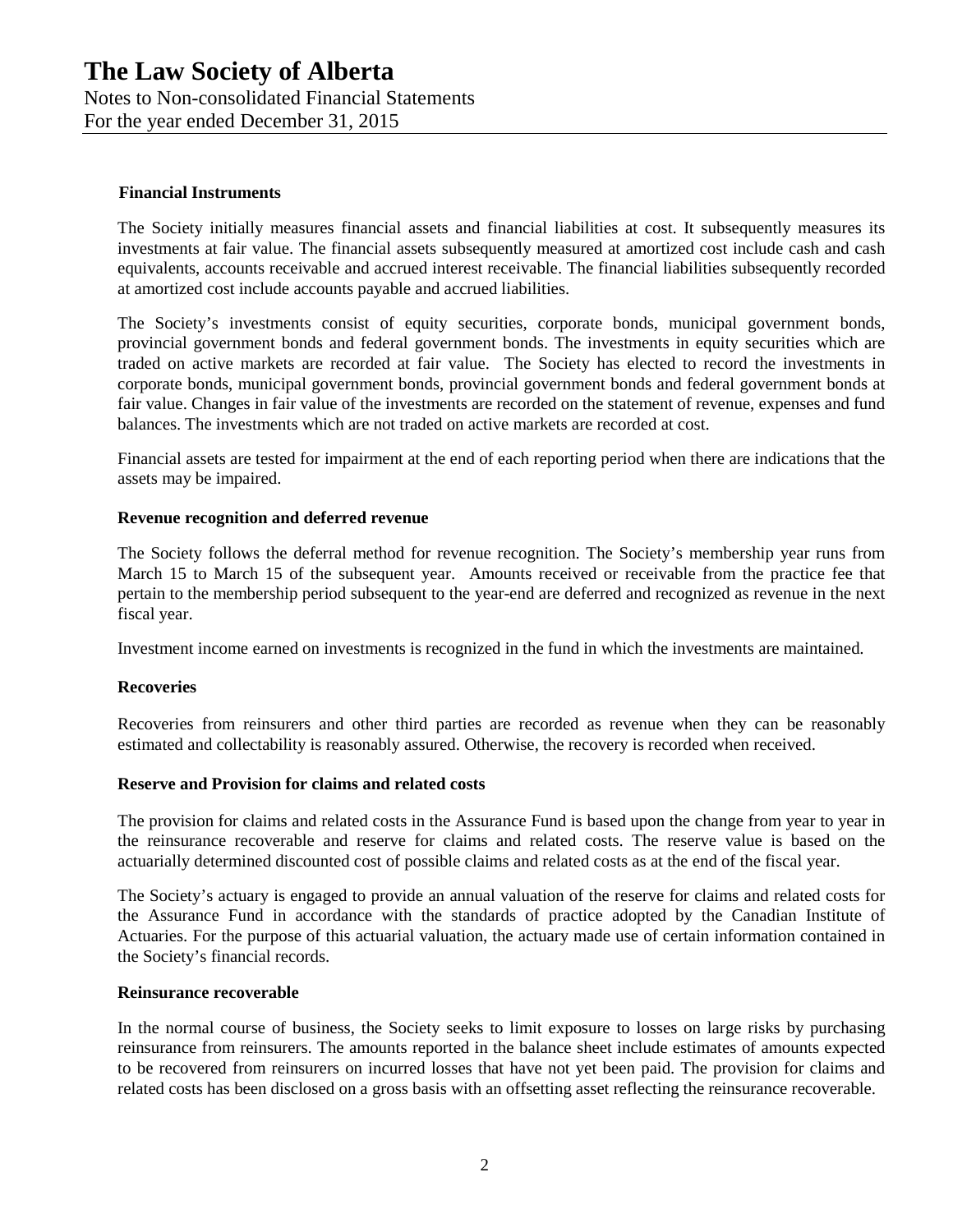### Financial Instruments

The Society initially measures financial assets and financial liabilities at cost. It subsequently measures its investments at fair value. The financial assets subsequently measured at amortized cost include cash and cash equivalents, accounts receivable and accrued interest receivable. The financial liabilities subsequently recorded at amortized cost include accounts payable and accrued liabilities.

The Society's investments consist of equity securities, corporate bonds, municipal government bonds, provincial government bonds and federal government bonds. The investments in equity securities which are traded on active markets are recorded at fair value. The Society has elected to record the investments in corporate bonds, municipal government bonds, provincial government bonds and federal government bonds at fair value. Changes in fair value of the investments are recorded on the statement of revenue, expenses and fund balances. The investments which are not traded on active markets are recorded at cost.

Financial assets are tested for impairment at the end of each reporting period when there are indications that the assets may be impaired.

### Revenue recognition and deferred revenue

The Society follows the deferral method for revenue recognition. The Society's membership year runs from March 15 to March 15 of the subsequent year. Amounts received or receivable from the practice fee that pertain to the membership period subsequent to the year-end are deferred and recognized as revenue in the next fiscal year.

Investment income earned on investments is recognized in the fund in which the investments are maintained.

### Recoveries

Recoveries from reinsurers and other third parties are recorded as revenue when they can be reasonably estimated and collectability is reasonably assured. Otherwise, the recovery is recorded when received.

### Reserve and Provision for claims and related costs

The provision for claims and related costs in the Assurance Fund is based upon the change from year to year in the reinsurance recoverable and reserve for claims and related costs. The reserve value is based on the actuarially determined discounted cost of possible claims and related costs as at the end of the fiscal year.

The Society's actuary is engaged to provide an annual valuation of the reserve for claims and related costs for the Assurance Fund in accordance with the standards of practice adopted by the Canadian Institute of Actuaries. For the purpose of this actuarial valuation, the actuary made use of certain information contained in the Society's financial records.

### Reinsurance recoverable

In the normal course of business, the Society seeks to limit exposure to losses on large risks by purchasing reinsurance from reinsurers. The amounts reported in the balance sheet include estimates of amounts expected to be recovered from reinsurers on incurred losses that have not yet been paid. The provision for claims and related costs has been disclosed on a gross basis with an offsetting asset reflecting the reinsurance recoverable.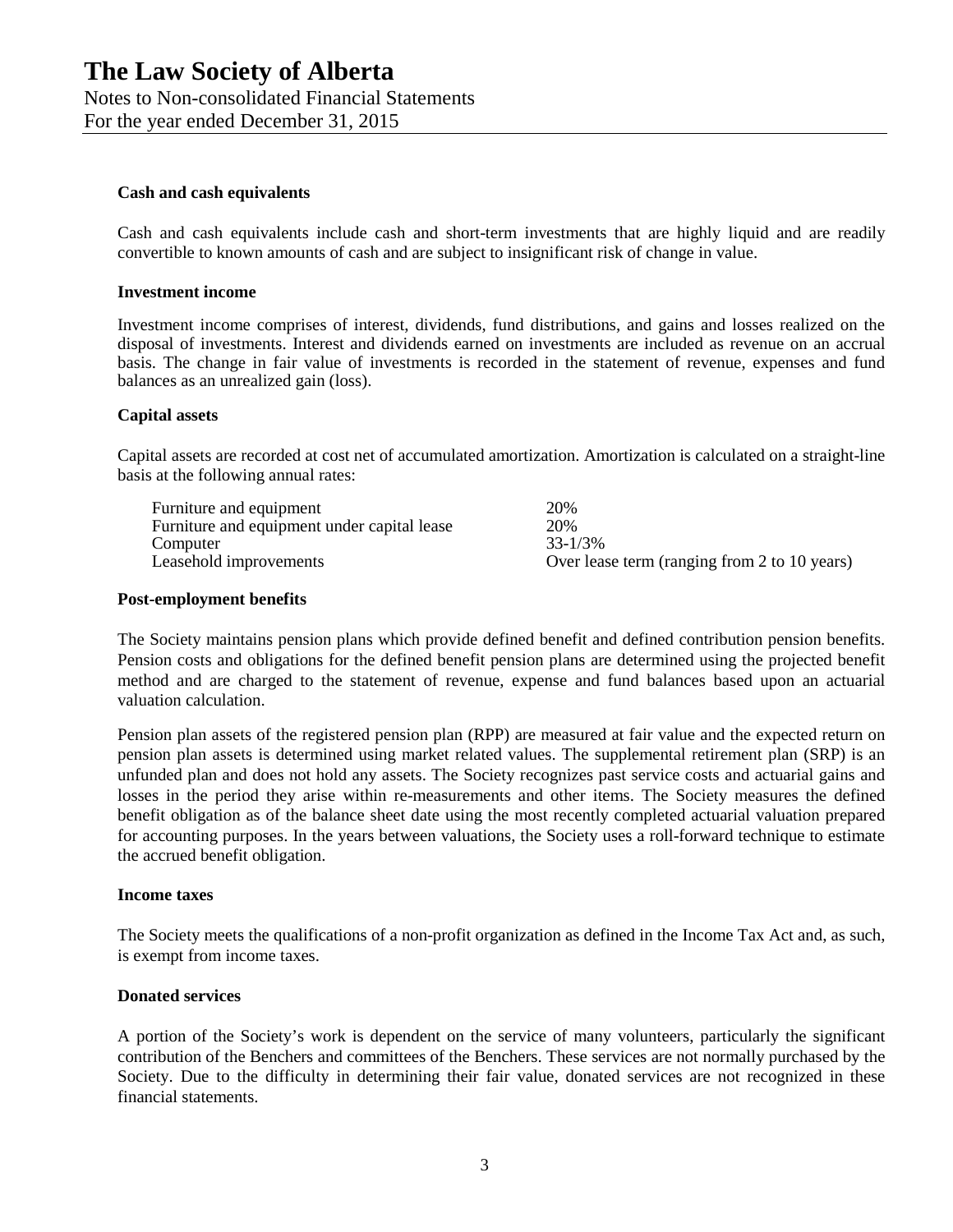### Cash and cash equivalents

Cash and cash equivalents include cash and short-term investments that are highly liquid and are readily convertible to known amounts of cash and are subject to insignificant risk of change in value.

### Investment income

Investment income comprises of interest, dividends, fund distributions, and gains and losses realized on the disposal of investments. Interest and dividends earned on investments are included as revenue on an accrual basis. The change in fair value of investments is recorded in the statement of revenue, expenses and fund balances as an unrealized gain (loss).

### Capital assets

Capital assets are recorded at cost net of accumulated amortization. Amortization is calculated on a straight-line basis at the following annual rates:

| | |
|---|---|
| Furniture and equipment | 20% |
| Furniture and equipment under capital lease | 20% |
| Computer | 33-1/3% |
| Leasehold improvements | Over lease term (ranging from 2 to 10 years) |

### Post-employment benefits

The Society maintains pension plans which provide defined benefit and defined contribution pension benefits. Pension costs and obligations for the defined benefit pension plans are determined using the projected benefit method and are charged to the statement of revenue, expense and fund balances based upon an actuarial valuation calculation.

Pension plan assets of the registered pension plan (RPP) are measured at fair value and the expected return on pension plan assets is determined using market related values. The supplemental retirement plan (SRP) is an unfunded plan and does not hold any assets. The Society recognizes past service costs and actuarial gains and losses in the period they arise within re-measurements and other items. The Society measures the defined benefit obligation as of the balance sheet date using the most recently completed actuarial valuation prepared for accounting purposes. In the years between valuations, the Society uses a roll-forward technique to estimate the accrued benefit obligation.

### Income taxes

The Society meets the qualifications of a non-profit organization as defined in the Income Tax Act and, as such, is exempt from income taxes.

### Donated services

A portion of the Society's work is dependent on the service of many volunteers, particularly the significant contribution of the Benchers and committees of the Benchers. These services are not normally purchased by the Society. Due to the difficulty in determining their fair value, donated services are not recognized in these financial statements.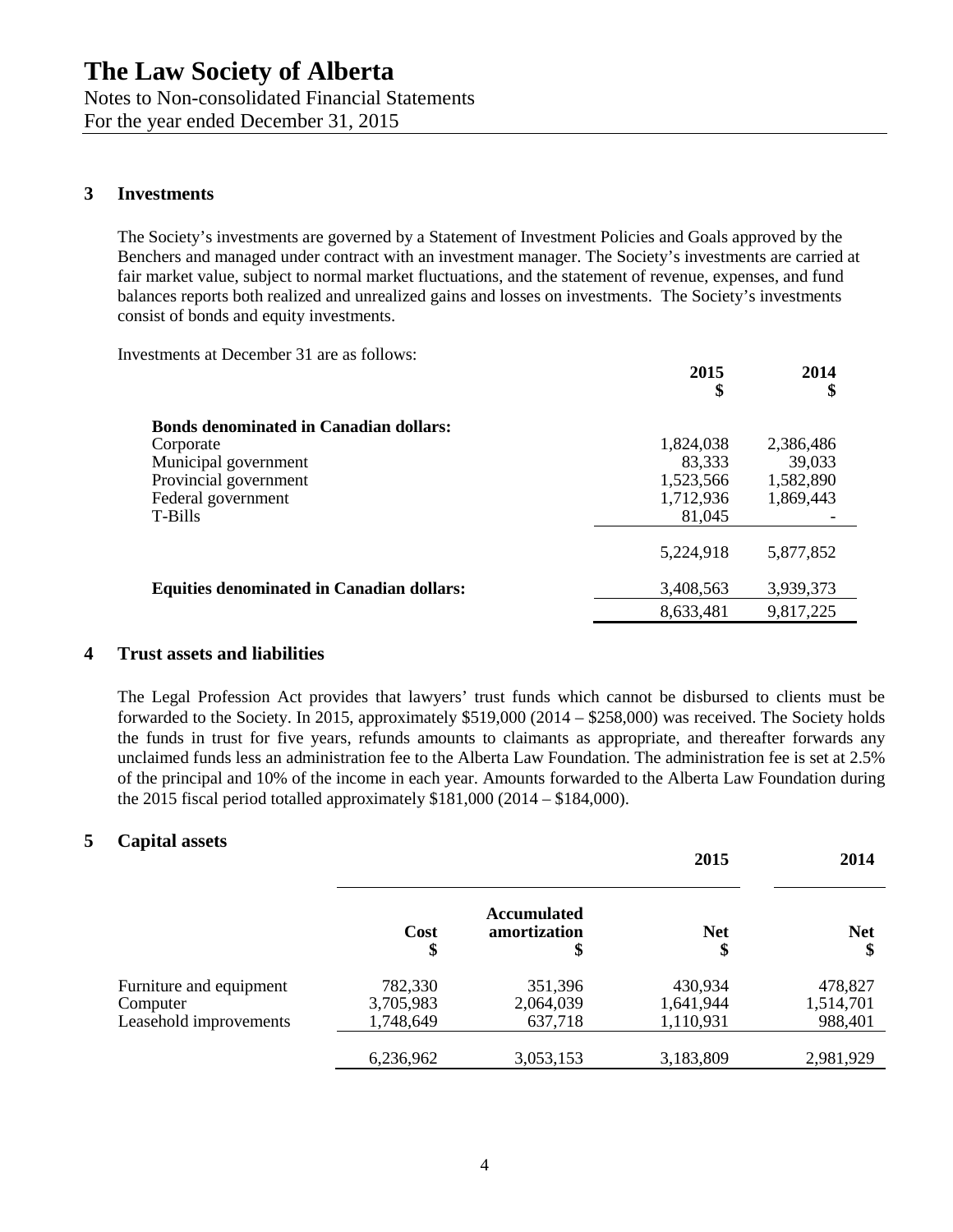# The Law Society of Alberta

Notes to Non-consolidated Financial Statements
For the year ended December 31, 2015

## 3 Investments

The Society's investments are governed by a Statement of Investment Policies and Goals approved by the Benchers and managed under contract with an investment manager. The Society's investments are carried at fair market value, subject to normal market fluctuations, and the statement of revenue, expenses, and fund balances reports both realized and unrealized gains and losses on investments. The Society's investments consist of bonds and equity investments.

Investments at December 31 are as follows:

| | 2015 $ | 2014 $ |
|---|---|---|
| **Bonds denominated in Canadian dollars:** | | |
| Corporate | 1,824,038 | 2,386,486 |
| Municipal government | 83,333 | 39,033 |
| Provincial government | 1,523,566 | 1,582,890 |
| Federal government | 1,712,936 | 1,869,443 |
| T-Bills | 81,045 | - |
| | 5,224,918 | 5,877,852 |
| **Equities denominated in Canadian dollars:** | 3,408,563 | 3,939,373 |
| | 8,633,481 | 9,817,225 |

## 4 Trust assets and liabilities

The Legal Profession Act provides that lawyers' trust funds which cannot be disbursed to clients must be forwarded to the Society. In 2015, approximately $519,000 (2014 – $258,000) was received. The Society holds the funds in trust for five years, refunds amounts to claimants as appropriate, and thereafter forwards any unclaimed funds less an administration fee to the Alberta Law Foundation. The administration fee is set at 2.5% of the principal and 10% of the income in each year. Amounts forwarded to the Alberta Law Foundation during the 2015 fiscal period totalled approximately $181,000 (2014 – $184,000).

## 5 Capital assets

| | 2015 | | | 2014 |
|---|---|---|---|---|
| | Cost $ | Accumulated amortization $ | Net $ | Net $ |
| Furniture and equipment | 782,330 | 351,396 | 430,934 | 478,827 |
| Computer | 3,705,983 | 2,064,039 | 1,641,944 | 1,514,701 |
| Leasehold improvements | 1,748,649 | 637,718 | 1,110,931 | 988,401 |
| | 6,236,962 | 3,053,153 | 3,183,809 | 2,981,929 |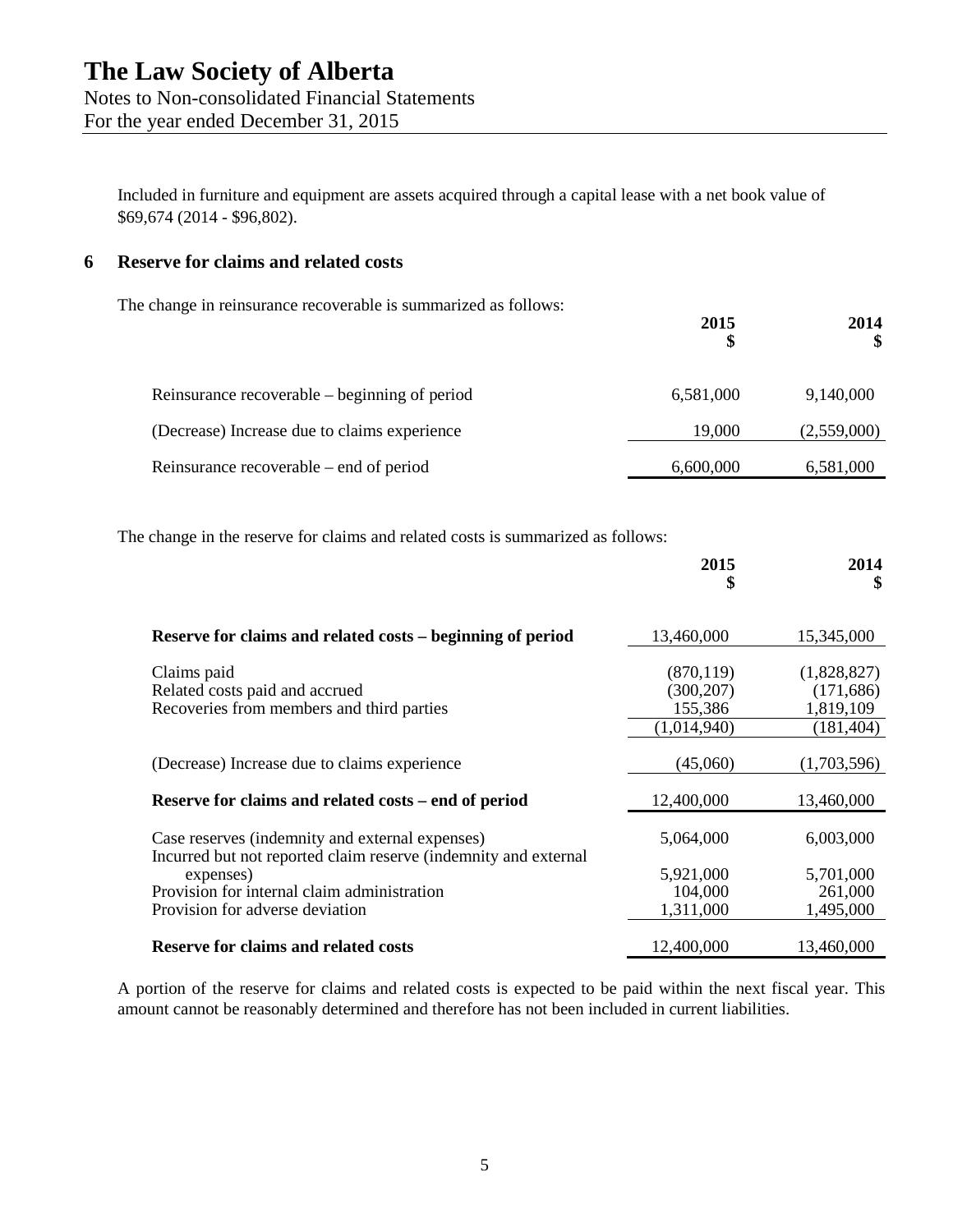Included in furniture and equipment are assets acquired through a capital lease with a net book value of $69,674 (2014 - $96,802).

## 6 Reserve for claims and related costs

The change in reinsurance recoverable is summarized as follows:

| | 2015 $ | 2014 $ |
|---|---|---|
| Reinsurance recoverable – beginning of period | 6,581,000 | 9,140,000 |
| (Decrease) Increase due to claims experience | 19,000 | (2,559,000) |
| Reinsurance recoverable – end of period | 6,600,000 | 6,581,000 |

The change in the reserve for claims and related costs is summarized as follows:

| | 2015 $ | 2014 $ |
|---|---|---|
| **Reserve for claims and related costs – beginning of period** | 13,460,000 | 15,345,000 |
| Claims paid | (870,119) | (1,828,827) |
| Related costs paid and accrued | (300,207) | (171,686) |
| Recoveries from members and third parties | 155,386 | 1,819,109 |
| | (1,014,940) | (181,404) |
| (Decrease) Increase due to claims experience | (45,060) | (1,703,596) |
| **Reserve for claims and related costs – end of period** | 12,400,000 | 13,460,000 |
| Case reserves (indemnity and external expenses) | 5,064,000 | 6,003,000 |
| Incurred but not reported claim reserve (indemnity and external expenses) | 5,921,000 | 5,701,000 |
| Provision for internal claim administration | 104,000 | 261,000 |
| Provision for adverse deviation | 1,311,000 | 1,495,000 |
| **Reserve for claims and related costs** | 12,400,000 | 13,460,000 |

A portion of the reserve for claims and related costs is expected to be paid within the next fiscal year. This amount cannot be reasonably determined and therefore has not been included in current liabilities.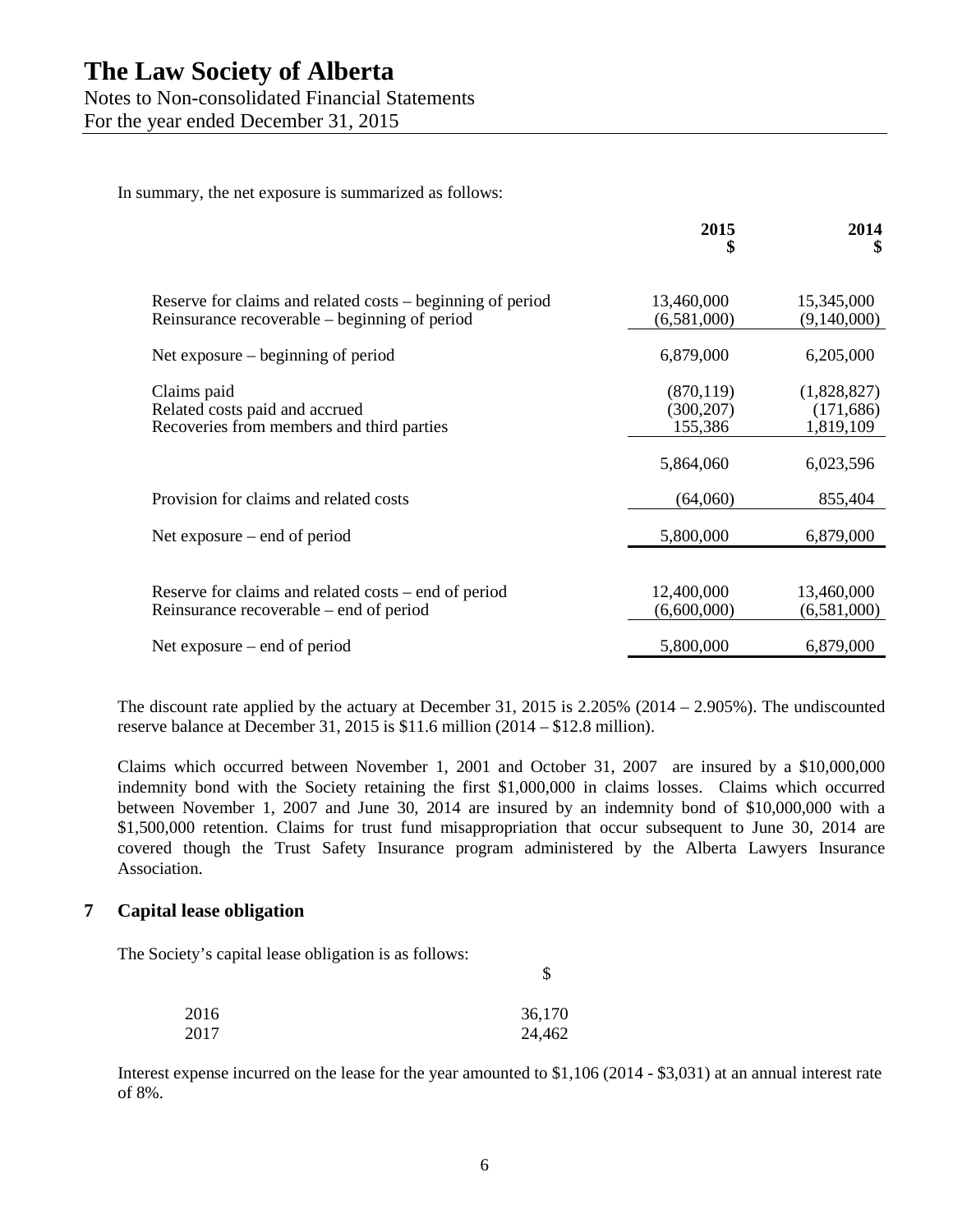In summary, the net exposure is summarized as follows:

| | 2015<br>$ | 2014<br>$ |
|---|---|---|
| Reserve for claims and related costs – beginning of period | 13,460,000 | 15,345,000 |
| Reinsurance recoverable – beginning of period | (6,581,000) | (9,140,000) |
| Net exposure – beginning of period | 6,879,000 | 6,205,000 |
| Claims paid | (870,119) | (1,828,827) |
| Related costs paid and accrued | (300,207) | (171,686) |
| Recoveries from members and third parties | 155,386 | 1,819,109 |
| | 5,864,060 | 6,023,596 |
| Provision for claims and related costs | (64,060) | 855,404 |
| Net exposure – end of period | 5,800,000 | 6,879,000 |
| Reserve for claims and related costs – end of period | 12,400,000 | 13,460,000 |
| Reinsurance recoverable – end of period | (6,600,000) | (6,581,000) |
| Net exposure – end of period | 5,800,000 | 6,879,000 |

The discount rate applied by the actuary at December 31, 2015 is 2.205% (2014 – 2.905%). The undiscounted reserve balance at December 31, 2015 is $11.6 million (2014 – $12.8 million).

Claims which occurred between November 1, 2001 and October 31, 2007 are insured by a $10,000,000 indemnity bond with the Society retaining the first $1,000,000 in claims losses. Claims which occurred between November 1, 2007 and June 30, 2014 are insured by an indemnity bond of $10,000,000 with a $1,500,000 retention. Claims for trust fund misappropriation that occur subsequent to June 30, 2014 are covered though the Trust Safety Insurance program administered by the Alberta Lawyers Insurance Association.

## 7 Capital lease obligation

The Society's capital lease obligation is as follows:

| | $ |
|---|---|
| 2016 | 36,170 |
| 2017 | 24,462 |

Interest expense incurred on the lease for the year amounted to $1,106 (2014 - $3,031) at an annual interest rate of 8%.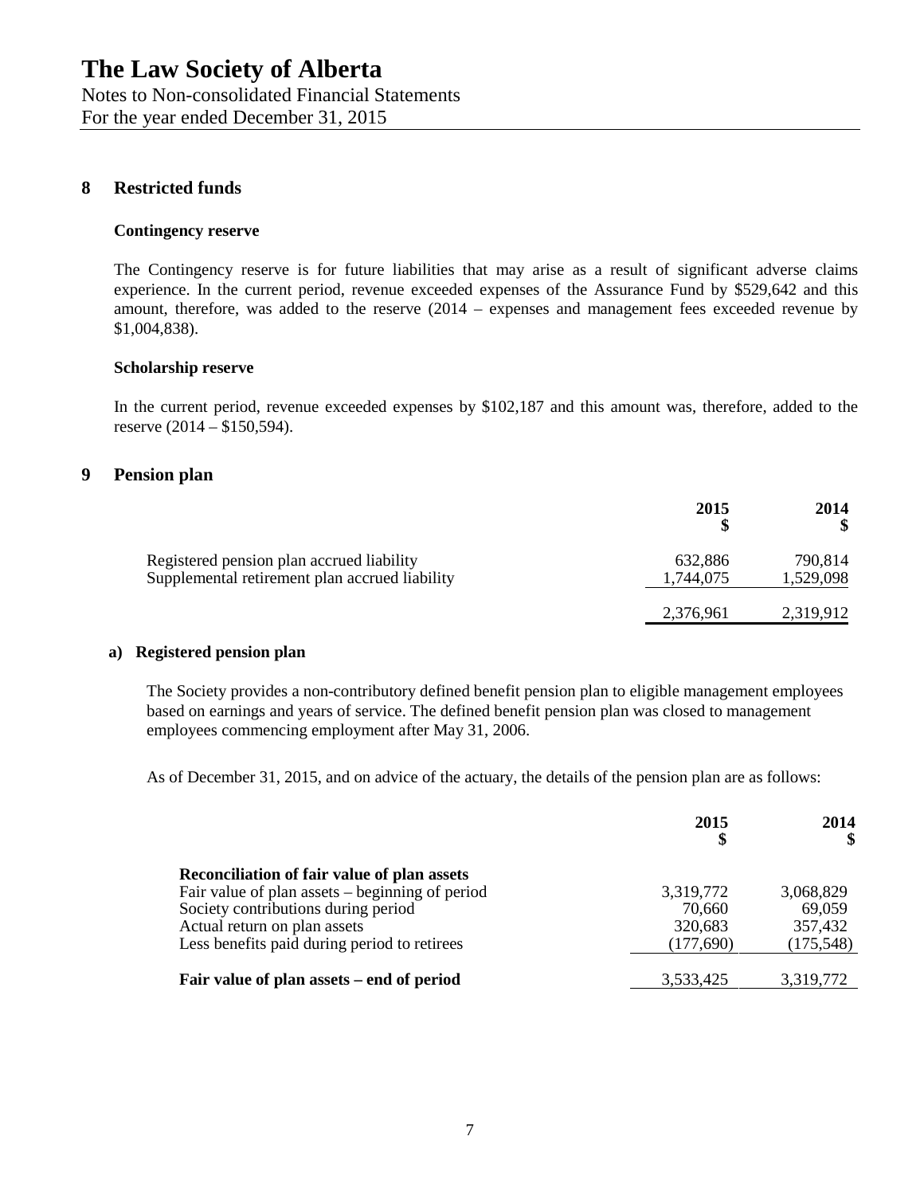## 8 Restricted funds

### Contingency reserve

The Contingency reserve is for future liabilities that may arise as a result of significant adverse claims experience. In the current period, revenue exceeded expenses of the Assurance Fund by $529,642 and this amount, therefore, was added to the reserve (2014 – expenses and management fees exceeded revenue by $1,004,838).

### Scholarship reserve

In the current period, revenue exceeded expenses by $102,187 and this amount was, therefore, added to the reserve (2014 – $150,594).

## 9 Pension plan

| | 2015 $ | 2014 $ |
|---|---|---|
| Registered pension plan accrued liability | 632,886 | 790,814 |
| Supplemental retirement plan accrued liability | 1,744,075 | 1,529,098 |
| | 2,376,961 | 2,319,912 |

### a) Registered pension plan

The Society provides a non-contributory defined benefit pension plan to eligible management employees based on earnings and years of service. The defined benefit pension plan was closed to management employees commencing employment after May 31, 2006.

As of December 31, 2015, and on advice of the actuary, the details of the pension plan are as follows:

| | 2015 $ | 2014 $ |
|---|---|---|
| **Reconciliation of fair value of plan assets** | | |
| Fair value of plan assets – beginning of period | 3,319,772 | 3,068,829 |
| Society contributions during period | 70,660 | 69,059 |
| Actual return on plan assets | 320,683 | 357,432 |
| Less benefits paid during period to retirees | (177,690) | (175,548) |
| **Fair value of plan assets – end of period** | 3,533,425 | 3,319,772 |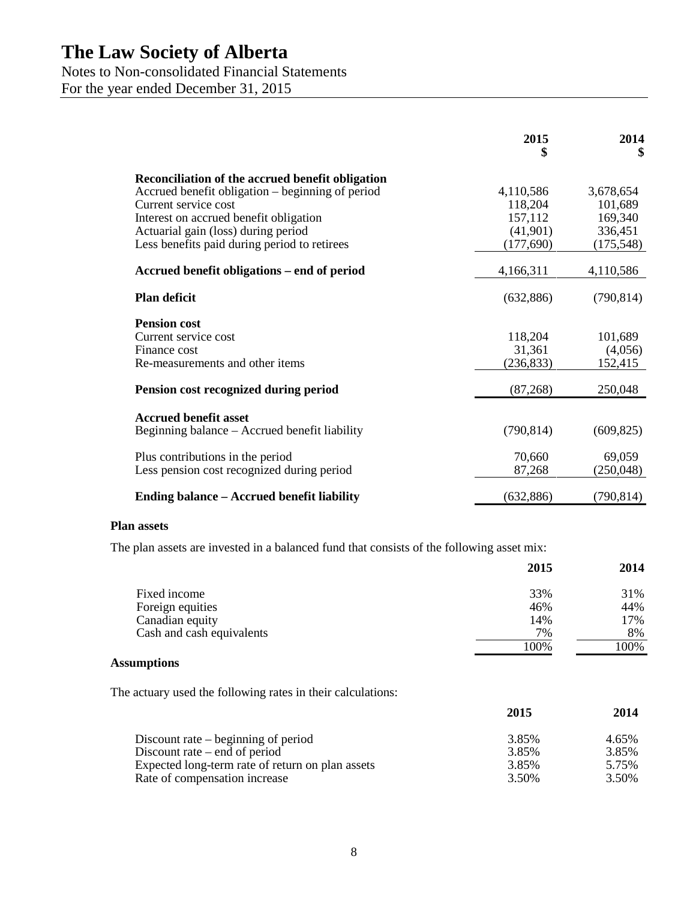# The Law Society of Alberta

Notes to Non-consolidated Financial Statements
For the year ended December 31, 2015

| | 2015 $ | 2014 $ |
|---|---|---|
| **Reconciliation of the accrued benefit obligation** | | |
| Accrued benefit obligation – beginning of period | 4,110,586 | 3,678,654 |
| Current service cost | 118,204 | 101,689 |
| Interest on accrued benefit obligation | 157,112 | 169,340 |
| Actuarial gain (loss) during period | (41,901) | 336,451 |
| Less benefits paid during period to retirees | (177,690) | (175,548) |
| **Accrued benefit obligations – end of period** | 4,166,311 | 4,110,586 |
| **Plan deficit** | (632,886) | (790,814) |
| **Pension cost** | | |
| Current service cost | 118,204 | 101,689 |
| Finance cost | 31,361 | (4,056) |
| Re-measurements and other items | (236,833) | 152,415 |
| **Pension cost recognized during period** | (87,268) | 250,048 |
| **Accrued benefit asset** | | |
| Beginning balance – Accrued benefit liability | (790,814) | (609,825) |
| Plus contributions in the period | 70,660 | 69,059 |
| Less pension cost recognized during period | 87,268 | (250,048) |
| **Ending balance – Accrued benefit liability** | (632,886) | (790,814) |

**Plan assets**

The plan assets are invested in a balanced fund that consists of the following asset mix:

| | 2015 | 2014 |
|---|---|---|
| Fixed income | 33% | 31% |
| Foreign equities | 46% | 44% |
| Canadian equity | 14% | 17% |
| Cash and cash equivalents | 7% | 8% |
| | 100% | 100% |

**Assumptions**

The actuary used the following rates in their calculations:

| | 2015 | 2014 |
|---|---|---|
| Discount rate – beginning of period | 3.85% | 4.65% |
| Discount rate – end of period | 3.85% | 3.85% |
| Expected long-term rate of return on plan assets | 3.85% | 5.75% |
| Rate of compensation increase | 3.50% | 3.50% |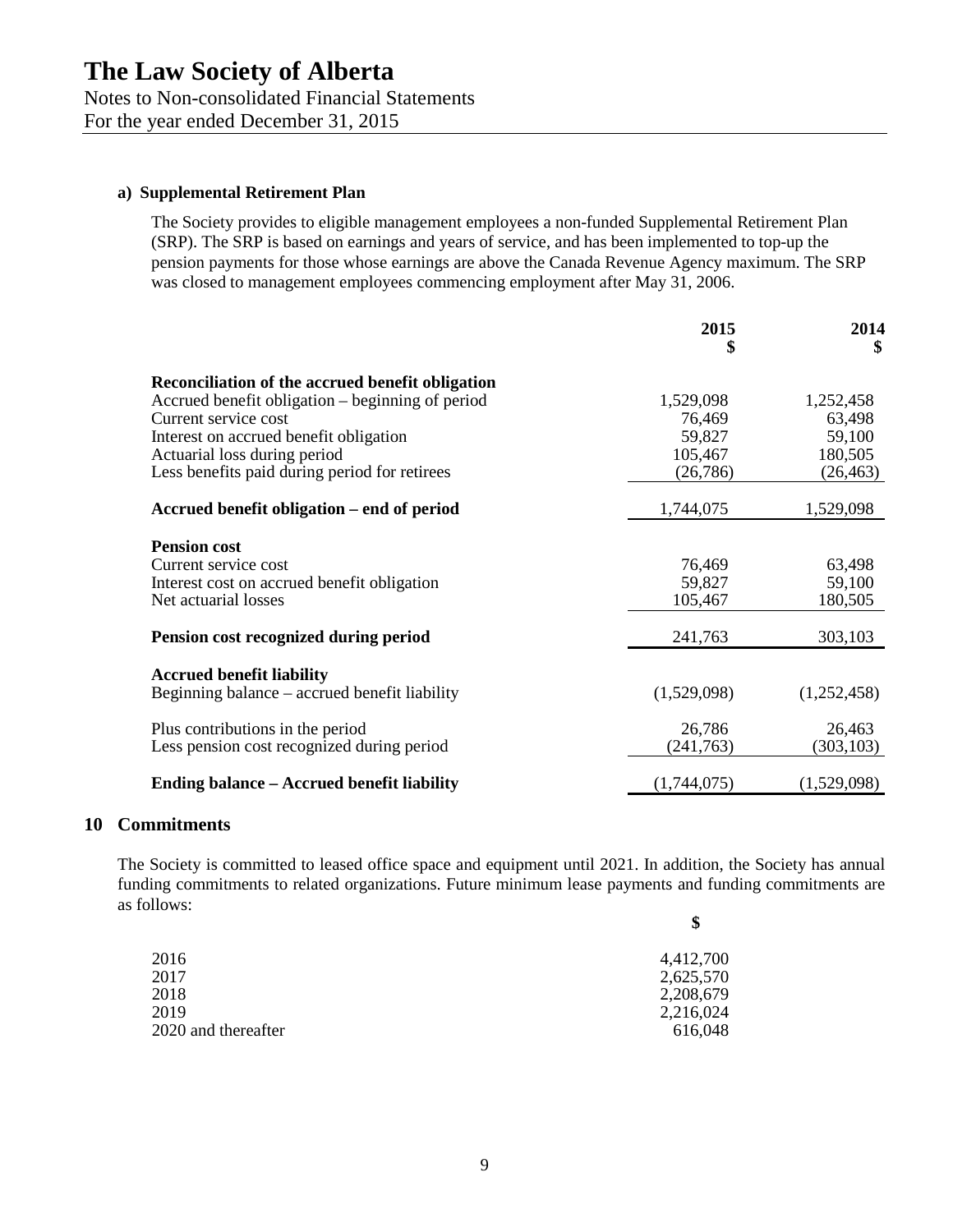**a) Supplemental Retirement Plan**

The Society provides to eligible management employees a non-funded Supplemental Retirement Plan (SRP). The SRP is based on earnings and years of service, and has been implemented to top-up the pension payments for those whose earnings are above the Canada Revenue Agency maximum. The SRP was closed to management employees commencing employment after May 31, 2006.

| | 2015 $ | 2014 $ |
|---|---|---|
| **Reconciliation of the accrued benefit obligation** | | |
| Accrued benefit obligation – beginning of period | 1,529,098 | 1,252,458 |
| Current service cost | 76,469 | 63,498 |
| Interest on accrued benefit obligation | 59,827 | 59,100 |
| Actuarial loss during period | 105,467 | 180,505 |
| Less benefits paid during period for retirees | (26,786) | (26,463) |
| **Accrued benefit obligation – end of period** | 1,744,075 | 1,529,098 |
| **Pension cost** | | |
| Current service cost | 76,469 | 63,498 |
| Interest cost on accrued benefit obligation | 59,827 | 59,100 |
| Net actuarial losses | 105,467 | 180,505 |
| **Pension cost recognized during period** | 241,763 | 303,103 |
| **Accrued benefit liability** | | |
| Beginning balance – accrued benefit liability | (1,529,098) | (1,252,458) |
| Plus contributions in the period | 26,786 | 26,463 |
| Less pension cost recognized during period | (241,763) | (303,103) |
| **Ending balance – Accrued benefit liability** | (1,744,075) | (1,529,098) |

## 10 Commitments

The Society is committed to leased office space and equipment until 2021. In addition, the Society has annual funding commitments to related organizations. Future minimum lease payments and funding commitments are as follows:

| | $ |
|---|---|
| 2016 | 4,412,700 |
| 2017 | 2,625,570 |
| 2018 | 2,208,679 |
| 2019 | 2,216,024 |
| 2020 and thereafter | 616,048 |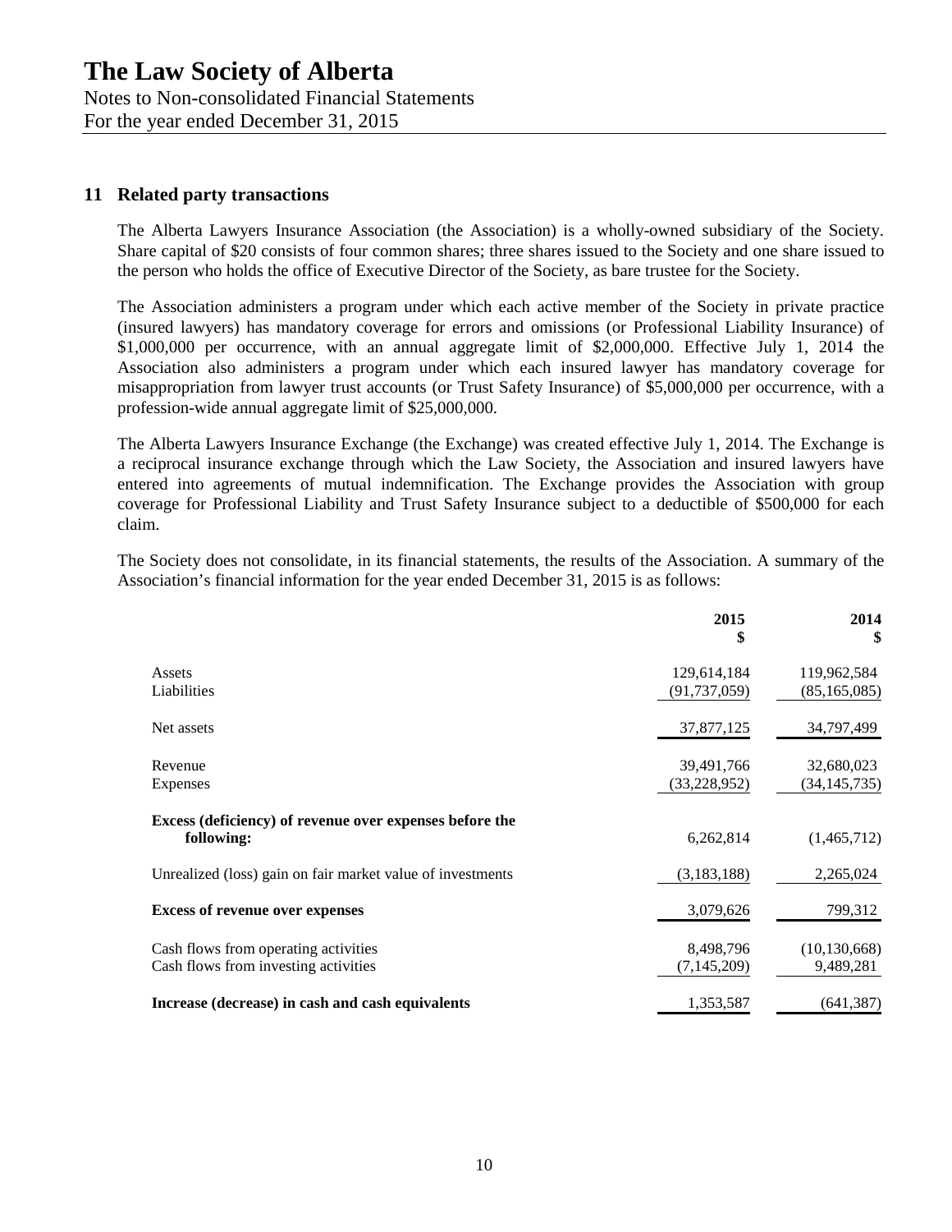# The Law Society of Alberta

Notes to Non-consolidated Financial Statements
For the year ended December 31, 2015

## 11 Related party transactions

The Alberta Lawyers Insurance Association (the Association) is a wholly-owned subsidiary of the Society. Share capital of $20 consists of four common shares; three shares issued to the Society and one share issued to the person who holds the office of Executive Director of the Society, as bare trustee for the Society.

The Association administers a program under which each active member of the Society in private practice (insured lawyers) has mandatory coverage for errors and omissions (or Professional Liability Insurance) of $1,000,000 per occurrence, with an annual aggregate limit of $2,000,000. Effective July 1, 2014 the Association also administers a program under which each insured lawyer has mandatory coverage for misappropriation from lawyer trust accounts (or Trust Safety Insurance) of $5,000,000 per occurrence, with a profession-wide annual aggregate limit of $25,000,000.

The Alberta Lawyers Insurance Exchange (the Exchange) was created effective July 1, 2014. The Exchange is a reciprocal insurance exchange through which the Law Society, the Association and insured lawyers have entered into agreements of mutual indemnification. The Exchange provides the Association with group coverage for Professional Liability and Trust Safety Insurance subject to a deductible of $500,000 for each claim.

The Society does not consolidate, in its financial statements, the results of the Association. A summary of the Association's financial information for the year ended December 31, 2015 is as follows:

| | 2015<br>$ | 2014<br>$ |
|---|---:|---:|
| Assets | 129,614,184 | 119,962,584 |
| Liabilities | (91,737,059) | (85,165,085) |
| Net assets | 37,877,125 | 34,797,499 |
| Revenue | 39,491,766 | 32,680,023 |
| Expenses | (33,228,952) | (34,145,735) |
| **Excess (deficiency) of revenue over expenses before the following:** | 6,262,814 | (1,465,712) |
| Unrealized (loss) gain on fair market value of investments | (3,183,188) | 2,265,024 |
| **Excess of revenue over expenses** | 3,079,626 | 799,312 |
| Cash flows from operating activities | 8,498,796 | (10,130,668) |
| Cash flows from investing activities | (7,145,209) | 9,489,281 |
| **Increase (decrease) in cash and cash equivalents** | 1,353,587 | (641,387) |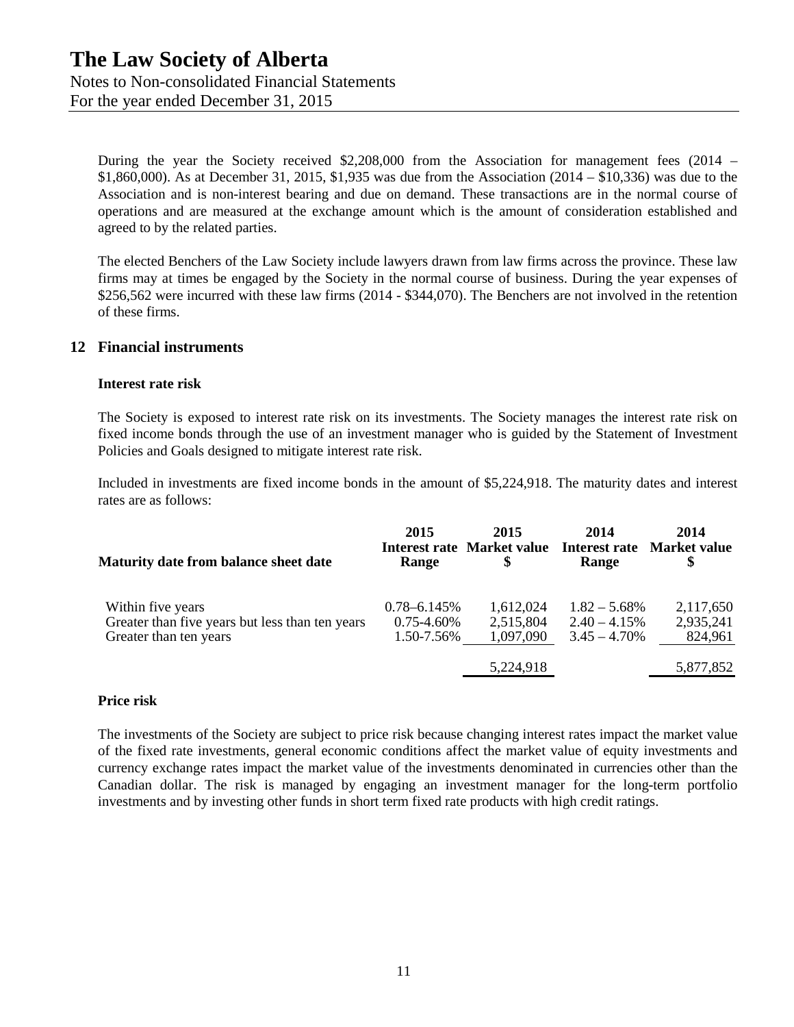During the year the Society received $2,208,000 from the Association for management fees (2014 – $1,860,000). As at December 31, 2015, $1,935 was due from the Association (2014 – $10,336) was due to the Association and is non-interest bearing and due on demand. These transactions are in the normal course of operations and are measured at the exchange amount which is the amount of consideration established and agreed to by the related parties.

The elected Benchers of the Law Society include lawyers drawn from law firms across the province. These law firms may at times be engaged by the Society in the normal course of business. During the year expenses of $256,562 were incurred with these law firms (2014 - $344,070). The Benchers are not involved in the retention of these firms.

## 12 Financial instruments

### Interest rate risk

The Society is exposed to interest rate risk on its investments. The Society manages the interest rate risk on fixed income bonds through the use of an investment manager who is guided by the Statement of Investment Policies and Goals designed to mitigate interest rate risk.

Included in investments are fixed income bonds in the amount of $5,224,918. The maturity dates and interest rates are as follows:

| Maturity date from balance sheet date | 2015 Interest rate Range | 2015 Market value $ | 2014 Interest rate Range | 2014 Market value $ |
|---|---|---|---|---|
| Within five years | 0.78–6.145% | 1,612,024 | 1.82 – 5.68% | 2,117,650 |
| Greater than five years but less than ten years | 0.75-4.60% | 2,515,804 | 2.40 – 4.15% | 2,935,241 |
| Greater than ten years | 1.50-7.56% | 1,097,090 | 3.45 – 4.70% | 824,961 |
| | | 5,224,918 | | 5,877,852 |

### Price risk

The investments of the Society are subject to price risk because changing interest rates impact the market value of the fixed rate investments, general economic conditions affect the market value of equity investments and currency exchange rates impact the market value of the investments denominated in currencies other than the Canadian dollar. The risk is managed by engaging an investment manager for the long-term portfolio investments and by investing other funds in short term fixed rate products with high credit ratings.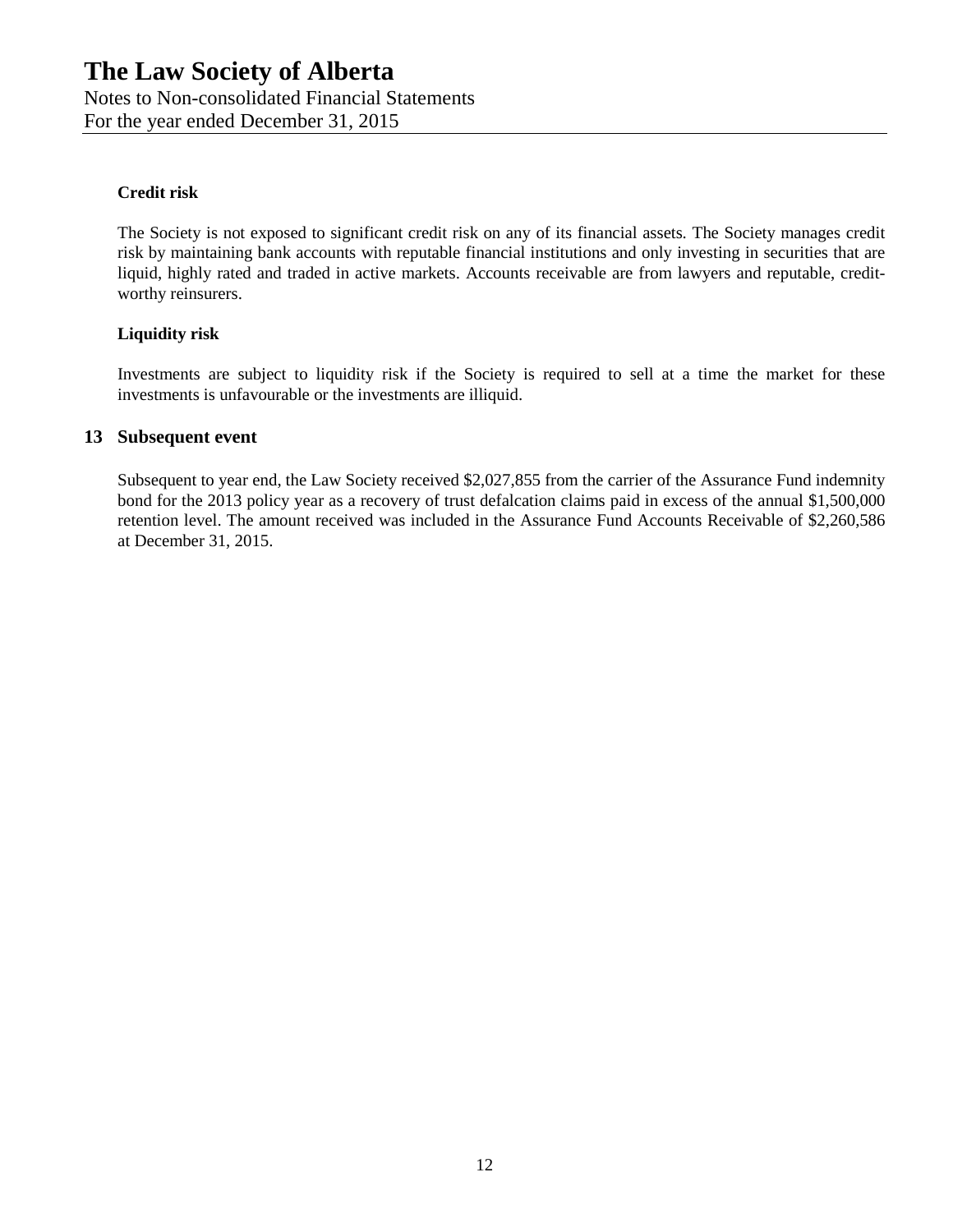**Credit risk**

The Society is not exposed to significant credit risk on any of its financial assets. The Society manages credit risk by maintaining bank accounts with reputable financial institutions and only investing in securities that are liquid, highly rated and traded in active markets. Accounts receivable are from lawyers and reputable, credit-worthy reinsurers.

**Liquidity risk**

Investments are subject to liquidity risk if the Society is required to sell at a time the market for these investments is unfavourable or the investments are illiquid.

## 13 Subsequent event

Subsequent to year end, the Law Society received $2,027,855 from the carrier of the Assurance Fund indemnity bond for the 2013 policy year as a recovery of trust defalcation claims paid in excess of the annual $1,500,000 retention level. The amount received was included in the Assurance Fund Accounts Receivable of $2,260,586 at December 31, 2015.